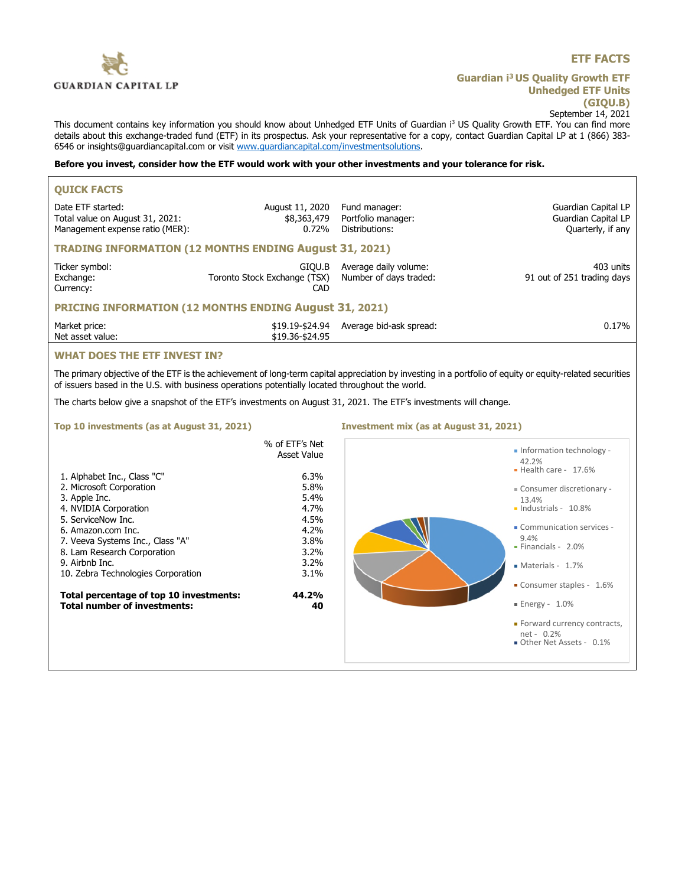GUARDIAN CAPITAL LP

# ETF FACTS

## Guardian i3 US Quality Growth ETF Unhedged ETF Units (GIQU.B)

September 14, 2021

This document contains key information you should know about Unhedged ETF Units of Guardian i3 US Quality Growth ETF. You can find more details about this exchange-traded fund (ETF) in its prospectus. Ask your representative for a copy, contact Guardian Capital LP at 1 (866) 383-6546 or insights@guardiancapital.com or visit www.guardiancapital.com/investmentsolutions.

**Before you invest, consider how the ETF would work with your other investments and your tolerance for risk.**

### QUICK FACTS

| | | | |
|---|---|---|---|
| Date ETF started: | August 11, 2020 | Fund manager: | Guardian Capital LP |
| Total value on August 31, 2021: | $8,363,479 | Portfolio manager: | Guardian Capital LP |
| Management expense ratio (MER): | 0.72% | Distributions: | Quarterly, if any |

### TRADING INFORMATION (12 MONTHS ENDING August 31, 2021)

| | | | |
|---|---|---|---|
| Ticker symbol: | GIQU.B | Average daily volume: | 403 units |
| Exchange: | Toronto Stock Exchange (TSX) | Number of days traded: | 91 out of 251 trading days |
| Currency: | CAD | | |

### PRICING INFORMATION (12 MONTHS ENDING August 31, 2021)

| | | | |
|---|---|---|---|
| Market price: | $19.19-$24.94 | Average bid-ask spread: | 0.17% |
| Net asset value: | $19.36-$24.95 | | |

### WHAT DOES THE ETF INVEST IN?

The primary objective of the ETF is the achievement of long-term capital appreciation by investing in a portfolio of equity or equity-related securities of issuers based in the U.S. with business operations potentially located throughout the world.

The charts below give a snapshot of the ETF's investments on August 31, 2021. The ETF's investments will change.

#### Top 10 investments (as at August 31, 2021)

| | % of ETF's Net Asset Value |
|---|---|
| 1. Alphabet Inc., Class "C" | 6.3% |
| 2. Microsoft Corporation | 5.8% |
| 3. Apple Inc. | 5.4% |
| 4. NVIDIA Corporation | 4.7% |
| 5. ServiceNow Inc. | 4.5% |
| 6. Amazon.com Inc. | 4.2% |
| 7. Veeva Systems Inc., Class "A" | 3.8% |
| 8. Lam Research Corporation | 3.2% |
| 9. Airbnb Inc. | 3.2% |
| 10. Zebra Technologies Corporation | 3.1% |
| **Total percentage of top 10 investments:** | **44.2%** |
| **Total number of investments:** | **40** |

#### Investment mix (as at August 31, 2021)

- Information technology - 42.2%
- Health care - 17.6%
- Consumer discretionary - 13.4%
- Industrials - 10.8%
- Communication services - 9.4%
- Financials - 2.0%
- Materials - 1.7%
- Consumer staples - 1.6%
- Energy - 1.0%
- Forward currency contracts, net - 0.2%
- Other Net Assets - 0.1%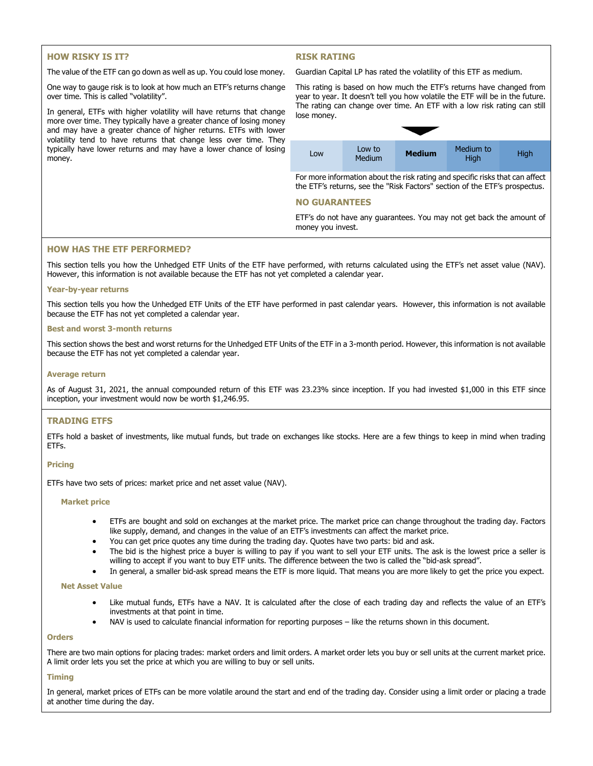## HOW RISKY IS IT?

The value of the ETF can go down as well as up. You could lose money.

One way to gauge risk is to look at how much an ETF's returns change over time. This is called "volatility".

In general, ETFs with higher volatility will have returns that change more over time. They typically have a greater chance of losing money and may have a greater chance of higher returns. ETFs with lower volatility tend to have returns that change less over time. They typically have lower returns and may have a lower chance of losing money.

## RISK RATING

Guardian Capital LP has rated the volatility of this ETF as medium.

This rating is based on how much the ETF's returns have changed from year to year. It doesn't tell you how volatile the ETF will be in the future. The rating can change over time. An ETF with a low risk rating can still lose money.

| Low | Low to Medium | **Medium** | Medium to High | High |
|---|---|---|---|---|

For more information about the risk rating and specific risks that can affect the ETF's returns, see the "Risk Factors" section of the ETF's prospectus.

## NO GUARANTEES

ETF's do not have any guarantees. You may not get back the amount of money you invest.

## HOW HAS THE ETF PERFORMED?

This section tells you how the Unhedged ETF Units of the ETF have performed, with returns calculated using the ETF's net asset value (NAV). However, this information is not available because the ETF has not yet completed a calendar year.

### Year-by-year returns

This section tells you how the Unhedged ETF Units of the ETF have performed in past calendar years. However, this information is not available because the ETF has not yet completed a calendar year.

### Best and worst 3-month returns

This section shows the best and worst returns for the Unhedged ETF Units of the ETF in a 3-month period. However, this information is not available because the ETF has not yet completed a calendar year.

### Average return

As of August 31, 2021, the annual compounded return of this ETF was 23.23% since inception. If you had invested $1,000 in this ETF since inception, your investment would now be worth $1,246.95.

## TRADING ETFS

ETFs hold a basket of investments, like mutual funds, but trade on exchanges like stocks. Here are a few things to keep in mind when trading ETFs.

### Pricing

ETFs have two sets of prices: market price and net asset value (NAV).

#### Market price

- ETFs are bought and sold on exchanges at the market price. The market price can change throughout the trading day. Factors like supply, demand, and changes in the value of an ETF's investments can affect the market price.
- You can get price quotes any time during the trading day. Quotes have two parts: bid and ask.
- The bid is the highest price a buyer is willing to pay if you want to sell your ETF units. The ask is the lowest price a seller is willing to accept if you want to buy ETF units. The difference between the two is called the "bid-ask spread".
- In general, a smaller bid-ask spread means the ETF is more liquid. That means you are more likely to get the price you expect.

#### Net Asset Value

- Like mutual funds, ETFs have a NAV. It is calculated after the close of each trading day and reflects the value of an ETF's investments at that point in time.
- NAV is used to calculate financial information for reporting purposes – like the returns shown in this document.

### Orders

There are two main options for placing trades: market orders and limit orders. A market order lets you buy or sell units at the current market price. A limit order lets you set the price at which you are willing to buy or sell units.

### Timing

In general, market prices of ETFs can be more volatile around the start and end of the trading day. Consider using a limit order or placing a trade at another time during the day.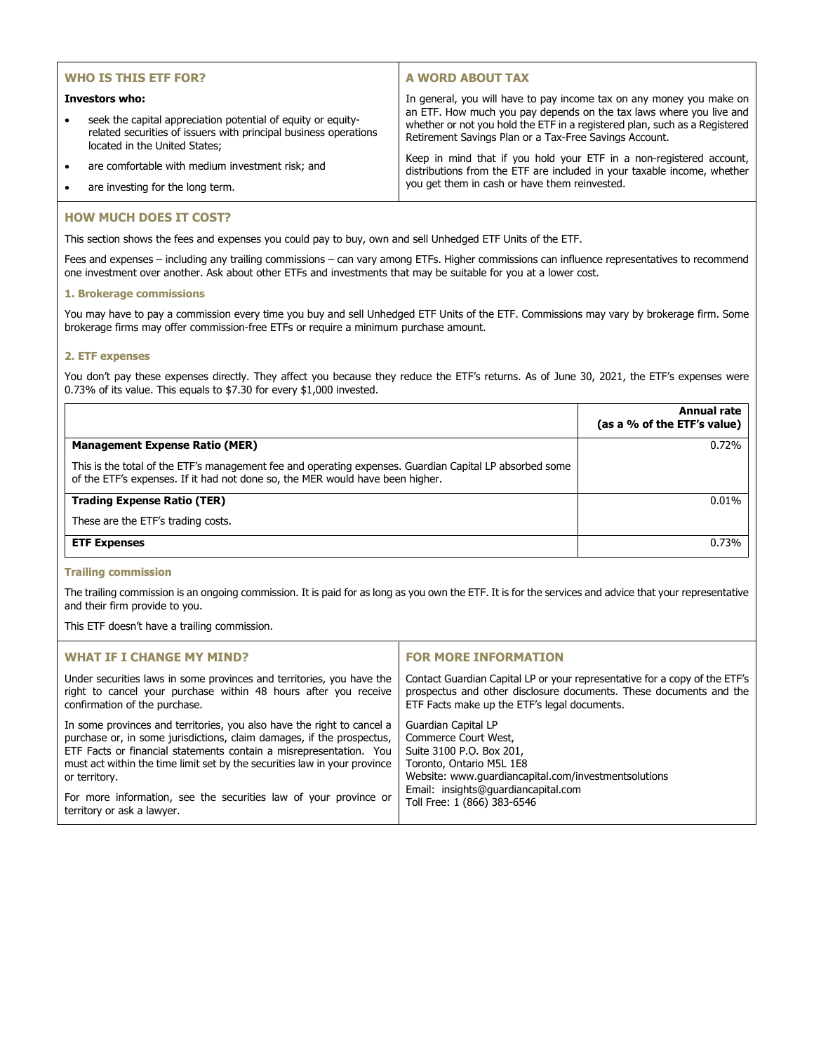## WHO IS THIS ETF FOR?

**Investors who:**

- seek the capital appreciation potential of equity or equity-related securities of issuers with principal business operations located in the United States;
- are comfortable with medium investment risk; and
- are investing for the long term.

## A WORD ABOUT TAX

In general, you will have to pay income tax on any money you make on an ETF. How much you pay depends on the tax laws where you live and whether or not you hold the ETF in a registered plan, such as a Registered Retirement Savings Plan or a Tax-Free Savings Account.

Keep in mind that if you hold your ETF in a non-registered account, distributions from the ETF are included in your taxable income, whether you get them in cash or have them reinvested.

## HOW MUCH DOES IT COST?

This section shows the fees and expenses you could pay to buy, own and sell Unhedged ETF Units of the ETF.

Fees and expenses – including any trailing commissions – can vary among ETFs. Higher commissions can influence representatives to recommend one investment over another. Ask about other ETFs and investments that may be suitable for you at a lower cost.

### 1. Brokerage commissions

You may have to pay a commission every time you buy and sell Unhedged ETF Units of the ETF. Commissions may vary by brokerage firm. Some brokerage firms may offer commission-free ETFs or require a minimum purchase amount.

### 2. ETF expenses

You don't pay these expenses directly. They affect you because they reduce the ETF's returns. As of June 30, 2021, the ETF's expenses were 0.73% of its value. This equals to $7.30 for every $1,000 invested.

| | Annual rate (as a % of the ETF's value) |
|---|---|
| **Management Expense Ratio (MER)**<br>This is the total of the ETF's management fee and operating expenses. Guardian Capital LP absorbed some of the ETF's expenses. If it had not done so, the MER would have been higher. | 0.72% |
| **Trading Expense Ratio (TER)**<br>These are the ETF's trading costs. | 0.01% |
| **ETF Expenses** | 0.73% |

### Trailing commission

The trailing commission is an ongoing commission. It is paid for as long as you own the ETF. It is for the services and advice that your representative and their firm provide to you.

This ETF doesn't have a trailing commission.

## WHAT IF I CHANGE MY MIND?

Under securities laws in some provinces and territories, you have the right to cancel your purchase within 48 hours after you receive confirmation of the purchase.

In some provinces and territories, you also have the right to cancel a purchase or, in some jurisdictions, claim damages, if the prospectus, ETF Facts or financial statements contain a misrepresentation. You must act within the time limit set by the securities law in your province or territory.

For more information, see the securities law of your province or territory or ask a lawyer.

## FOR MORE INFORMATION

Contact Guardian Capital LP or your representative for a copy of the ETF's prospectus and other disclosure documents. These documents and the ETF Facts make up the ETF's legal documents.

Guardian Capital LP
Commerce Court West,
Suite 3100 P.O. Box 201,
Toronto, Ontario M5L 1E8
Website: www.guardiancapital.com/investmentsolutions
Email: insights@guardiancapital.com
Toll Free: 1 (866) 383-6546